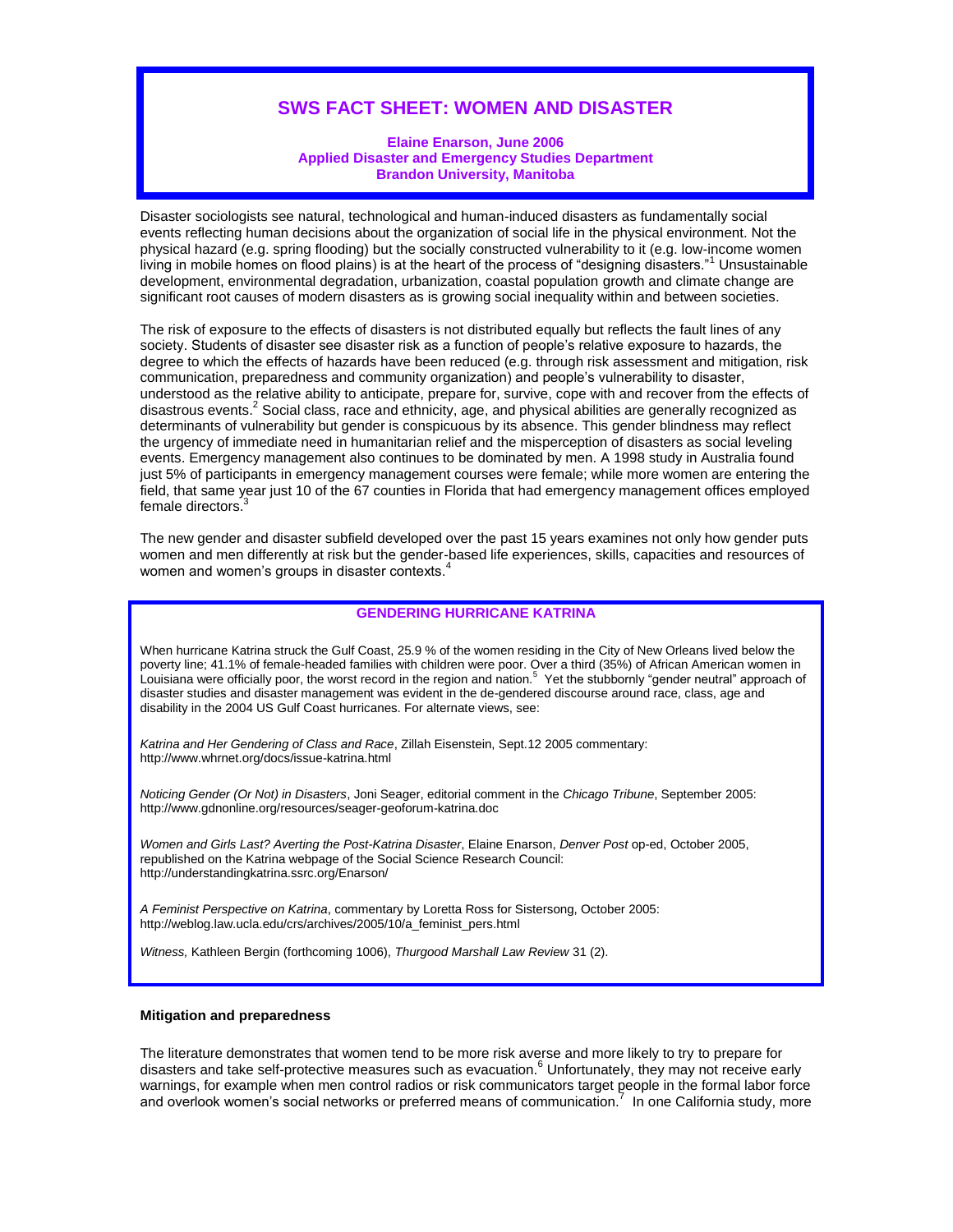# SWS FACT SHEET: WOMEN AND DISASTER

**Elaine Enarson, June 2006**
**Applied Disaster and Emergency Studies Department**
**Brandon University, Manitoba**

Disaster sociologists see natural, technological and human-induced disasters as fundamentally social events reflecting human decisions about the organization of social life in the physical environment. Not the physical hazard (e.g. spring flooding) but the socially constructed vulnerability to it (e.g. low-income women living in mobile homes on flood plains) is at the heart of the process of "designing disasters."[1] Unsustainable development, environmental degradation, urbanization, coastal population growth and climate change are significant root causes of modern disasters as is growing social inequality within and between societies.

The risk of exposure to the effects of disasters is not distributed equally but reflects the fault lines of any society. Students of disaster see disaster risk as a function of people's relative exposure to hazards, the degree to which the effects of hazards have been reduced (e.g. through risk assessment and mitigation, risk communication, preparedness and community organization) and people's vulnerability to disaster, understood as the relative ability to anticipate, prepare for, survive, cope with and recover from the effects of disastrous events.[2] Social class, race and ethnicity, age, and physical abilities are generally recognized as determinants of vulnerability but gender is conspicuous by its absence. This gender blindness may reflect the urgency of immediate need in humanitarian relief and the misperception of disasters as social leveling events. Emergency management also continues to be dominated by men. A 1998 study in Australia found just 5% of participants in emergency management courses were female; while more women are entering the field, that same year just 10 of the 67 counties in Florida that had emergency management offices employed female directors.[3]

The new gender and disaster subfield developed over the past 15 years examines not only how gender puts women and men differently at risk but the gender-based life experiences, skills, capacities and resources of women and women's groups in disaster contexts.[4]

## GENDERING HURRICANE KATRINA

When hurricane Katrina struck the Gulf Coast, 25.9 % of the women residing in the City of New Orleans lived below the poverty line; 41.1% of female-headed families with children were poor. Over a third (35%) of African American women in Louisiana were officially poor, the worst record in the region and nation.[5] Yet the stubbornly "gender neutral" approach of disaster studies and disaster management was evident in the de-gendered discourse around race, class, age and disability in the 2004 US Gulf Coast hurricanes. For alternate views, see:

*Katrina and Her Gendering of Class and Race*, Zillah Eisenstein, Sept.12 2005 commentary: http://www.whrnet.org/docs/issue-katrina.html

*Noticing Gender (Or Not) in Disasters*, Joni Seager, editorial comment in the *Chicago Tribune*, September 2005: http://www.gdnonline.org/resources/seager-geoforum-katrina.doc

*Women and Girls Last? Averting the Post-Katrina Disaster*, Elaine Enarson, *Denver Post* op-ed, October 2005, republished on the Katrina webpage of the Social Science Research Council: http://understandingkatrina.ssrc.org/Enarson/

*A Feminist Perspective on Katrina*, commentary by Loretta Ross for Sistersong, October 2005: http://weblog.law.ucla.edu/crs/archives/2005/10/a_feminist_pers.html

*Witness,* Kathleen Bergin (forthcoming 1006), *Thurgood Marshall Law Review* 31 (2).

**Mitigation and preparedness**

The literature demonstrates that women tend to be more risk averse and more likely to try to prepare for disasters and take self-protective measures such as evacuation.[6] Unfortunately, they may not receive early warnings, for example when men control radios or risk communicators target people in the formal labor force and overlook women's social networks or preferred means of communication.[7] In one California study, more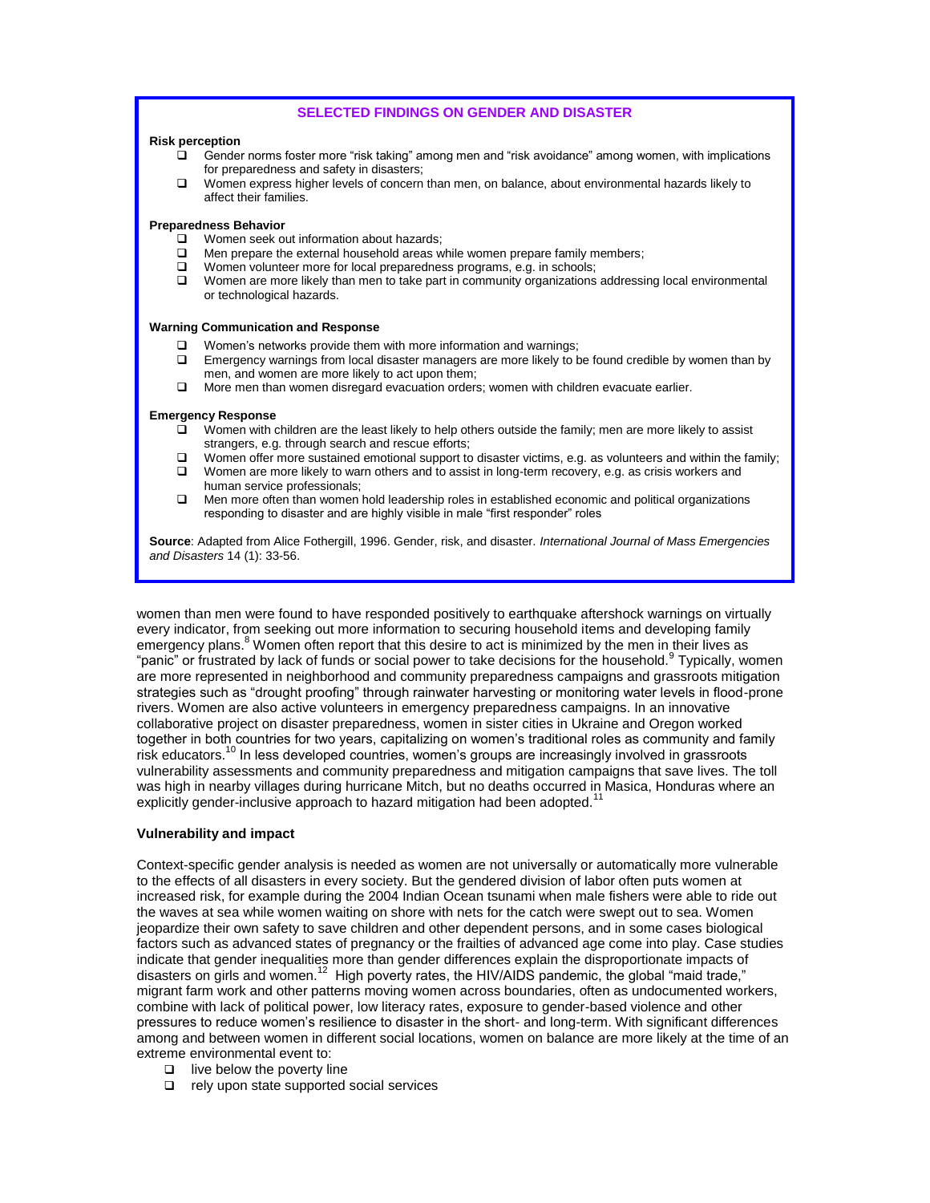## SELECTED FINDINGS ON GENDER AND DISASTER

**Risk perception**

- Gender norms foster more "risk taking" among men and "risk avoidance" among women, with implications for preparedness and safety in disasters;
- Women express higher levels of concern than men, on balance, about environmental hazards likely to affect their families.

**Preparedness Behavior**

- Women seek out information about hazards;
- Men prepare the external household areas while women prepare family members;
- Women volunteer more for local preparedness programs, e.g. in schools;
- Women are more likely than men to take part in community organizations addressing local environmental or technological hazards.

**Warning Communication and Response**

- Women's networks provide them with more information and warnings;
- Emergency warnings from local disaster managers are more likely to be found credible by women than by men, and women are more likely to act upon them;
- More men than women disregard evacuation orders; women with children evacuate earlier.

**Emergency Response**

- Women with children are the least likely to help others outside the family; men are more likely to assist strangers, e.g. through search and rescue efforts;
- Women offer more sustained emotional support to disaster victims, e.g. as volunteers and within the family;
- Women are more likely to warn others and to assist in long-term recovery, e.g. as crisis workers and human service professionals;
- Men more often than women hold leadership roles in established economic and political organizations responding to disaster and are highly visible in male "first responder" roles

**Source**: Adapted from Alice Fothergill, 1996. Gender, risk, and disaster. *International Journal of Mass Emergencies and Disasters* 14 (1): 33-56.

women than men were found to have responded positively to earthquake aftershock warnings on virtually every indicator, from seeking out more information to securing household items and developing family emergency plans.[8] Women often report that this desire to act is minimized by the men in their lives as "panic" or frustrated by lack of funds or social power to take decisions for the household.[9] Typically, women are more represented in neighborhood and community preparedness campaigns and grassroots mitigation strategies such as "drought proofing" through rainwater harvesting or monitoring water levels in flood-prone rivers. Women are also active volunteers in emergency preparedness campaigns. In an innovative collaborative project on disaster preparedness, women in sister cities in Ukraine and Oregon worked together in both countries for two years, capitalizing on women's traditional roles as community and family risk educators.[10] In less developed countries, women's groups are increasingly involved in grassroots vulnerability assessments and community preparedness and mitigation campaigns that save lives. The toll was high in nearby villages during hurricane Mitch, but no deaths occurred in Masica, Honduras where an explicitly gender-inclusive approach to hazard mitigation had been adopted.[11]

### Vulnerability and impact

Context-specific gender analysis is needed as women are not universally or automatically more vulnerable to the effects of all disasters in every society. But the gendered division of labor often puts women at increased risk, for example during the 2004 Indian Ocean tsunami when male fishers were able to ride out the waves at sea while women waiting on shore with nets for the catch were swept out to sea. Women jeopardize their own safety to save children and other dependent persons, and in some cases biological factors such as advanced states of pregnancy or the frailties of advanced age come into play. Case studies indicate that gender inequalities more than gender differences explain the disproportionate impacts of disasters on girls and women.[12] High poverty rates, the HIV/AIDS pandemic, the global "maid trade," migrant farm work and other patterns moving women across boundaries, often as undocumented workers, combine with lack of political power, low literacy rates, exposure to gender-based violence and other pressures to reduce women's resilience to disaster in the short- and long-term. With significant differences among and between women in different social locations, women on balance are more likely at the time of an extreme environmental event to:

- live below the poverty line
- rely upon state supported social services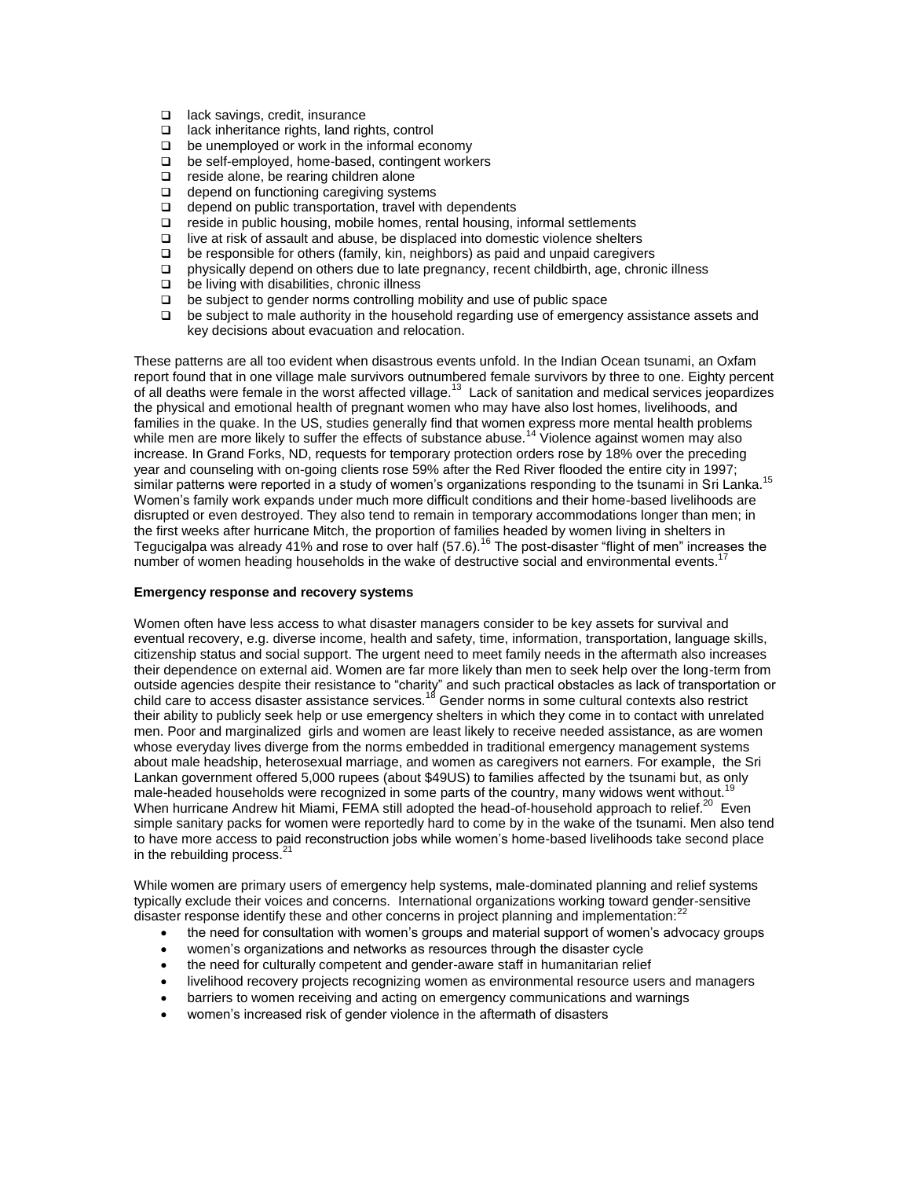- lack savings, credit, insurance
- lack inheritance rights, land rights, control
- be unemployed or work in the informal economy
- be self-employed, home-based, contingent workers
- reside alone, be rearing children alone
- depend on functioning caregiving systems
- depend on public transportation, travel with dependents
- reside in public housing, mobile homes, rental housing, informal settlements
- live at risk of assault and abuse, be displaced into domestic violence shelters
- be responsible for others (family, kin, neighbors) as paid and unpaid caregivers
- physically depend on others due to late pregnancy, recent childbirth, age, chronic illness
- be living with disabilities, chronic illness
- be subject to gender norms controlling mobility and use of public space
- be subject to male authority in the household regarding use of emergency assistance assets and key decisions about evacuation and relocation.

These patterns are all too evident when disastrous events unfold. In the Indian Ocean tsunami, an Oxfam report found that in one village male survivors outnumbered female survivors by three to one. Eighty percent of all deaths were female in the worst affected village.[13] Lack of sanitation and medical services jeopardizes the physical and emotional health of pregnant women who may have also lost homes, livelihoods, and families in the quake. In the US, studies generally find that women express more mental health problems while men are more likely to suffer the effects of substance abuse.[14] Violence against women may also increase. In Grand Forks, ND, requests for temporary protection orders rose by 18% over the preceding year and counseling with on-going clients rose 59% after the Red River flooded the entire city in 1997; similar patterns were reported in a study of women's organizations responding to the tsunami in Sri Lanka.[15] Women's family work expands under much more difficult conditions and their home-based livelihoods are disrupted or even destroyed. They also tend to remain in temporary accommodations longer than men; in the first weeks after hurricane Mitch, the proportion of families headed by women living in shelters in Tegucigalpa was already 41% and rose to over half (57.6).[16] The post-disaster "flight of men" increases the number of women heading households in the wake of destructive social and environmental events.[17]

**Emergency response and recovery systems**

Women often have less access to what disaster managers consider to be key assets for survival and eventual recovery, e.g. diverse income, health and safety, time, information, transportation, language skills, citizenship status and social support. The urgent need to meet family needs in the aftermath also increases their dependence on external aid. Women are far more likely than men to seek help over the long-term from outside agencies despite their resistance to "charity" and such practical obstacles as lack of transportation or child care to access disaster assistance services.[18] Gender norms in some cultural contexts also restrict their ability to publicly seek help or use emergency shelters in which they come in to contact with unrelated men. Poor and marginalized girls and women are least likely to receive needed assistance, as are women whose everyday lives diverge from the norms embedded in traditional emergency management systems about male headship, heterosexual marriage, and women as caregivers not earners. For example, the Sri Lankan government offered 5,000 rupees (about $49US) to families affected by the tsunami but, as only male-headed households were recognized in some parts of the country, many widows went without.[19] When hurricane Andrew hit Miami, FEMA still adopted the head-of-household approach to relief.[20] Even simple sanitary packs for women were reportedly hard to come by in the wake of the tsunami. Men also tend to have more access to paid reconstruction jobs while women's home-based livelihoods take second place in the rebuilding process.[21]

While women are primary users of emergency help systems, male-dominated planning and relief systems typically exclude their voices and concerns. International organizations working toward gender-sensitive disaster response identify these and other concerns in project planning and implementation:[22]

- the need for consultation with women's groups and material support of women's advocacy groups
- women's organizations and networks as resources through the disaster cycle
- the need for culturally competent and gender-aware staff in humanitarian relief
- livelihood recovery projects recognizing women as environmental resource users and managers
- barriers to women receiving and acting on emergency communications and warnings
- women's increased risk of gender violence in the aftermath of disasters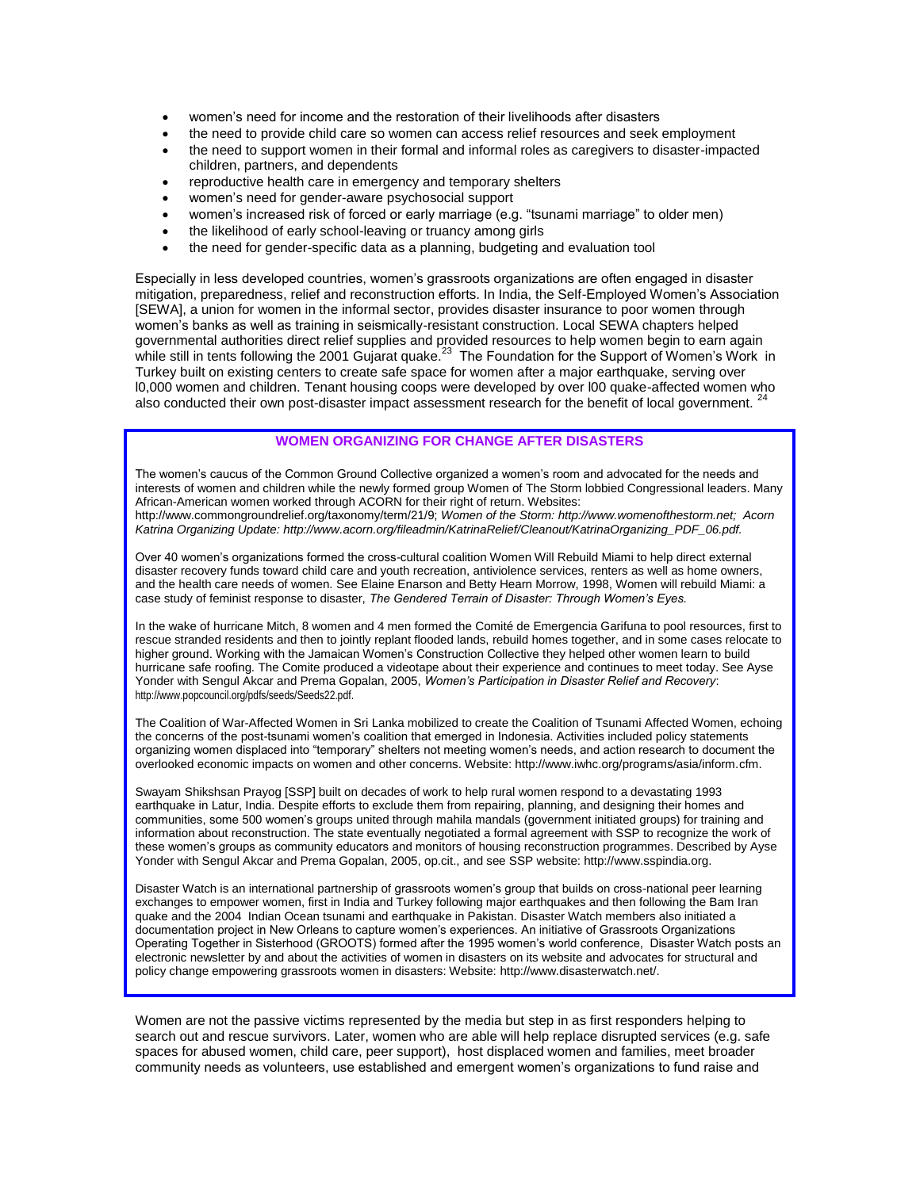- women's need for income and the restoration of their livelihoods after disasters
- the need to provide child care so women can access relief resources and seek employment
- the need to support women in their formal and informal roles as caregivers to disaster-impacted children, partners, and dependents
- reproductive health care in emergency and temporary shelters
- women's need for gender-aware psychosocial support
- women's increased risk of forced or early marriage (e.g. "tsunami marriage" to older men)
- the likelihood of early school-leaving or truancy among girls
- the need for gender-specific data as a planning, budgeting and evaluation tool

Especially in less developed countries, women's grassroots organizations are often engaged in disaster mitigation, preparedness, relief and reconstruction efforts. In India, the Self-Employed Women's Association [SEWA], a union for women in the informal sector, provides disaster insurance to poor women through women's banks as well as training in seismically-resistant construction. Local SEWA chapters helped governmental authorities direct relief supplies and provided resources to help women begin to earn again while still in tents following the 2001 Gujarat quake.[23] The Foundation for the Support of Women's Work in Turkey built on existing centers to create safe space for women after a major earthquake, serving over l0,000 women and children. Tenant housing coops were developed by over l00 quake-affected women who also conducted their own post-disaster impact assessment research for the benefit of local government.[24]

**WOMEN ORGANIZING FOR CHANGE AFTER DISASTERS**

The women's caucus of the Common Ground Collective organized a women's room and advocated for the needs and interests of women and children while the newly formed group Women of The Storm lobbied Congressional leaders. Many African-American women worked through ACORN for their right of return. Websites: http://www.commongroundrelief.org/taxonomy/term/21/9; *Women of the Storm: http://www.womenofthestorm.net; Acorn Katrina Organizing Update: http://www.acorn.org/fileadmin/KatrinaRelief/Cleanout/KatrinaOrganizing_PDF_06.pdf.*

Over 40 women's organizations formed the cross-cultural coalition Women Will Rebuild Miami to help direct external disaster recovery funds toward child care and youth recreation, antiviolence services, renters as well as home owners, and the health care needs of women. See Elaine Enarson and Betty Hearn Morrow, 1998, Women will rebuild Miami: a case study of feminist response to disaster, *The Gendered Terrain of Disaster: Through Women's Eyes.*

In the wake of hurricane Mitch, 8 women and 4 men formed the Comité de Emergencia Garifuna to pool resources, first to rescue stranded residents and then to jointly replant flooded lands, rebuild homes together, and in some cases relocate to higher ground. Working with the Jamaican Women's Construction Collective they helped other women learn to build hurricane safe roofing. The Comite produced a videotape about their experience and continues to meet today. See Ayse Yonder with Sengul Akcar and Prema Gopalan, 2005, *Women's Participation in Disaster Relief and Recovery*: http://www.popcouncil.org/pdfs/seeds/Seeds22.pdf.

The Coalition of War-Affected Women in Sri Lanka mobilized to create the Coalition of Tsunami Affected Women, echoing the concerns of the post-tsunami women's coalition that emerged in Indonesia. Activities included policy statements organizing women displaced into "temporary" shelters not meeting women's needs, and action research to document the overlooked economic impacts on women and other concerns. Website: http://www.iwhc.org/programs/asia/inform.cfm.

Swayam Shikshsan Prayog [SSP] built on decades of work to help rural women respond to a devastating 1993 earthquake in Latur, India. Despite efforts to exclude them from repairing, planning, and designing their homes and communities, some 500 women's groups united through mahila mandals (government initiated groups) for training and information about reconstruction. The state eventually negotiated a formal agreement with SSP to recognize the work of these women's groups as community educators and monitors of housing reconstruction programmes. Described by Ayse Yonder with Sengul Akcar and Prema Gopalan, 2005, op.cit., and see SSP website: http://www.sspindia.org.

Disaster Watch is an international partnership of grassroots women's group that builds on cross-national peer learning exchanges to empower women, first in India and Turkey following major earthquakes and then following the Bam Iran quake and the 2004 Indian Ocean tsunami and earthquake in Pakistan. Disaster Watch members also initiated a documentation project in New Orleans to capture women's experiences. An initiative of Grassroots Organizations Operating Together in Sisterhood (GROOTS) formed after the 1995 women's world conference, Disaster Watch posts an electronic newsletter by and about the activities of women in disasters on its website and advocates for structural and policy change empowering grassroots women in disasters: Website: http://www.disasterwatch.net/.

Women are not the passive victims represented by the media but step in as first responders helping to search out and rescue survivors. Later, women who are able will help replace disrupted services (e.g. safe spaces for abused women, child care, peer support), host displaced women and families, meet broader community needs as volunteers, use established and emergent women's organizations to fund raise and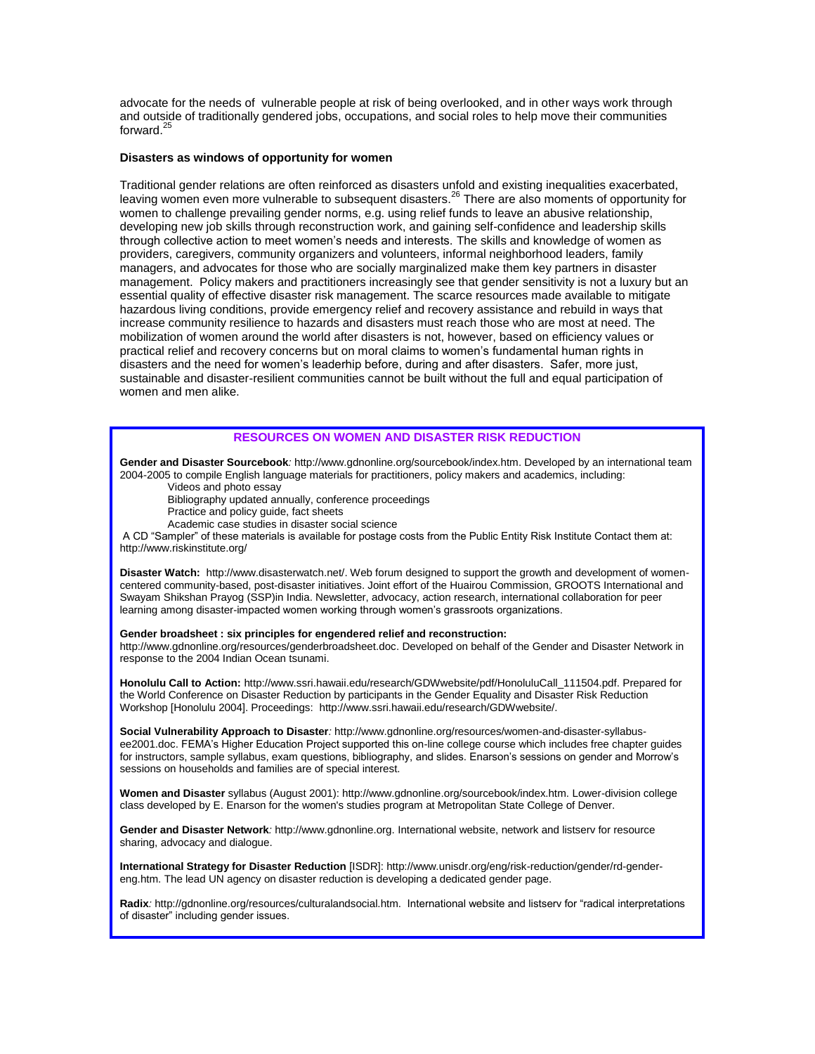advocate for the needs of vulnerable people at risk of being overlooked, and in other ways work through and outside of traditionally gendered jobs, occupations, and social roles to help move their communities forward.[25]

### Disasters as windows of opportunity for women

Traditional gender relations are often reinforced as disasters unfold and existing inequalities exacerbated, leaving women even more vulnerable to subsequent disasters.[26] There are also moments of opportunity for women to challenge prevailing gender norms, e.g. using relief funds to leave an abusive relationship, developing new job skills through reconstruction work, and gaining self-confidence and leadership skills through collective action to meet women's needs and interests. The skills and knowledge of women as providers, caregivers, community organizers and volunteers, informal neighborhood leaders, family managers, and advocates for those who are socially marginalized make them key partners in disaster management. Policy makers and practitioners increasingly see that gender sensitivity is not a luxury but an essential quality of effective disaster risk management. The scarce resources made available to mitigate hazardous living conditions, provide emergency relief and recovery assistance and rebuild in ways that increase community resilience to hazards and disasters must reach those who are most at need. The mobilization of women around the world after disasters is not, however, based on efficiency values or practical relief and recovery concerns but on moral claims to women's fundamental human rights in disasters and the need for women's leaderhip before, during and after disasters. Safer, more just, sustainable and disaster-resilient communities cannot be built without the full and equal participation of women and men alike.

### RESOURCES ON WOMEN AND DISASTER RISK REDUCTION

**Gender and Disaster Sourcebook***:* http://www.gdnonline.org/sourcebook/index.htm. Developed by an international team 2004-2005 to compile English language materials for practitioners, policy makers and academics, including:

- Videos and photo essay
- Bibliography updated annually, conference proceedings
- Practice and policy guide, fact sheets
- Academic case studies in disaster social science

A CD "Sampler" of these materials is available for postage costs from the Public Entity Risk Institute Contact them at: http://www.riskinstitute.org/

**Disaster Watch:** http://www.disasterwatch.net/. Web forum designed to support the growth and development of women-centered community-based, post-disaster initiatives. Joint effort of the Huairou Commission, GROOTS International and Swayam Shikshan Prayog (SSP)in India. Newsletter, advocacy, action research, international collaboration for peer learning among disaster-impacted women working through women's grassroots organizations.

**Gender broadsheet : six principles for engendered relief and reconstruction:** http://www.gdnonline.org/resources/genderbroadsheet.doc. Developed on behalf of the Gender and Disaster Network in response to the 2004 Indian Ocean tsunami.

**Honolulu Call to Action:** http://www.ssri.hawaii.edu/research/GDWwebsite/pdf/HonoluluCall_111504.pdf. Prepared for the World Conference on Disaster Reduction by participants in the Gender Equality and Disaster Risk Reduction Workshop [Honolulu 2004]. Proceedings: http://www.ssri.hawaii.edu/research/GDWwebsite/.

**Social Vulnerability Approach to Disaster***:* http://www.gdnonline.org/resources/women-and-disaster-syllabus-ee2001.doc. FEMA's Higher Education Project supported this on-line college course which includes free chapter guides for instructors, sample syllabus, exam questions, bibliography, and slides. Enarson's sessions on gender and Morrow's sessions on households and families are of special interest.

**Women and Disaster** syllabus (August 2001): http://www.gdnonline.org/sourcebook/index.htm. Lower-division college class developed by E. Enarson for the women's studies program at Metropolitan State College of Denver.

**Gender and Disaster Network***:* http://www.gdnonline.org. International website, network and listserv for resource sharing, advocacy and dialogue.

**International Strategy for Disaster Reduction** [ISDR]: http://www.unisdr.org/eng/risk-reduction/gender/rd-gender-eng.htm. The lead UN agency on disaster reduction is developing a dedicated gender page.

**Radix***:* http://gdnonline.org/resources/culturalandsocial.htm. International website and listserv for "radical interpretations of disaster" including gender issues.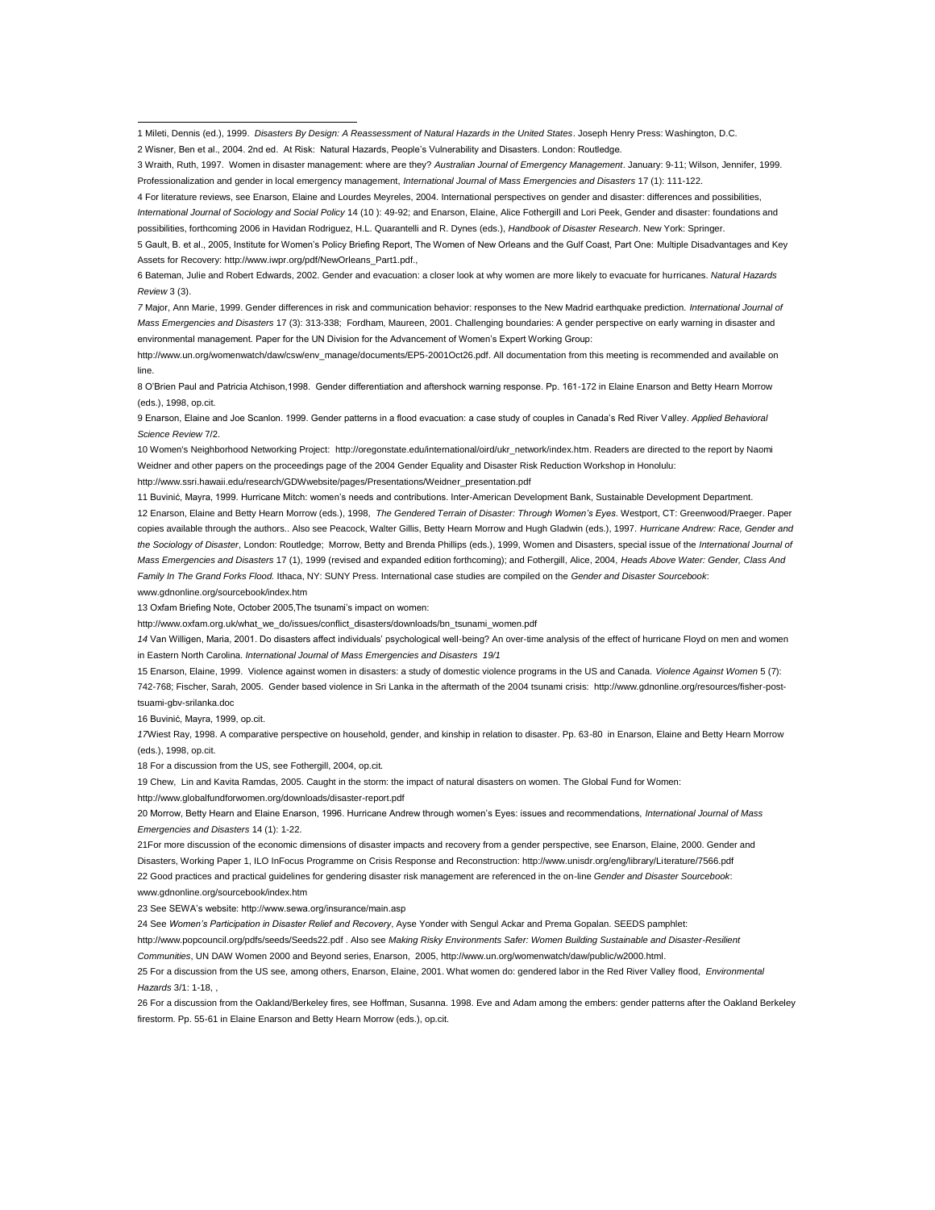1 Mileti, Dennis (ed.), 1999. *Disasters By Design: A Reassessment of Natural Hazards in the United States*. Joseph Henry Press: Washington, D.C.

2 Wisner, Ben et al., 2004. 2nd ed. At Risk: Natural Hazards, People's Vulnerability and Disasters. London: Routledge.

3 Wraith, Ruth, 1997. Women in disaster management: where are they? *Australian Journal of Emergency Management*. January: 9-11; Wilson, Jennifer, 1999. Professionalization and gender in local emergency management, *International Journal of Mass Emergencies and Disasters* 17 (1): 111-122.

4 For literature reviews, see Enarson, Elaine and Lourdes Meyreles, 2004. International perspectives on gender and disaster: differences and possibilities, *International Journal of Sociology and Social Policy* 14 (10 ): 49-92; and Enarson, Elaine, Alice Fothergill and Lori Peek, Gender and disaster: foundations and possibilities, forthcoming 2006 in Havidan Rodriguez, H.L. Quarantelli and R. Dynes (eds.), *Handbook of Disaster Research*. New York: Springer.

5 Gault, B. et al., 2005, Institute for Women's Policy Briefing Report, The Women of New Orleans and the Gulf Coast, Part One: Multiple Disadvantages and Key Assets for Recovery: http://www.iwpr.org/pdf/NewOrleans_Part1.pdf.,

6 Bateman, Julie and Robert Edwards, 2002. Gender and evacuation: a closer look at why women are more likely to evacuate for hurricanes. *Natural Hazards Review* 3 (3).

*7* Major, Ann Marie, 1999. Gender differences in risk and communication behavior: responses to the New Madrid earthquake prediction. *International Journal of Mass Emergencies and Disasters* 17 (3): 313-338; Fordham, Maureen, 2001. Challenging boundaries: A gender perspective on early warning in disaster and environmental management. Paper for the UN Division for the Advancement of Women's Expert Working Group: http://www.un.org/womenwatch/daw/csw/env_manage/documents/EP5-2001Oct26.pdf. All documentation from this meeting is recommended and available on line.

8 O'Brien Paul and Patricia Atchison,1998. Gender differentiation and aftershock warning response. Pp. 161-172 in Elaine Enarson and Betty Hearn Morrow (eds.), 1998, op.cit.

9 Enarson, Elaine and Joe Scanlon. 1999. Gender patterns in a flood evacuation: a case study of couples in Canada's Red River Valley. *Applied Behavioral Science Review* 7/2.

10 Women's Neighborhood Networking Project: http://oregonstate.edu/international/oird/ukr_network/index.htm. Readers are directed to the report by Naomi Weidner and other papers on the proceedings page of the 2004 Gender Equality and Disaster Risk Reduction Workshop in Honolulu: http://www.ssri.hawaii.edu/research/GDWwebsite/pages/Presentations/Weidner_presentation.pdf

11 Buvinić, Mayra, 1999. Hurricane Mitch: women's needs and contributions. Inter-American Development Bank, Sustainable Development Department.

12 Enarson, Elaine and Betty Hearn Morrow (eds.), 1998, *The Gendered Terrain of Disaster: Through Women's Eyes*. Westport, CT: Greenwood/Praeger. Paper copies available through the authors.. Also see Peacock, Walter Gillis, Betty Hearn Morrow and Hugh Gladwin (eds.), 1997. *Hurricane Andrew: Race, Gender and the Sociology of Disaster*, London: Routledge; Morrow, Betty and Brenda Phillips (eds.), 1999, Women and Disasters, special issue of the *International Journal of Mass Emergencies and Disasters* 17 (1), 1999 (revised and expanded edition forthcoming); and Fothergill, Alice, 2004, *Heads Above Water: Gender, Class And Family In The Grand Forks Flood.* Ithaca, NY: SUNY Press. International case studies are compiled on the *Gender and Disaster Sourcebook*: www.gdnonline.org/sourcebook/index.htm

13 Oxfam Briefing Note, October 2005,The tsunami's impact on women: http://www.oxfam.org.uk/what_we_do/issues/conflict_disasters/downloads/bn_tsunami_women.pdf

*14* Van Willigen, Maria, 2001. Do disasters affect individuals' psychological well-being? An over-time analysis of the effect of hurricane Floyd on men and women in Eastern North Carolina. *International Journal of Mass Emergencies and Disasters 19/1*

15 Enarson, Elaine, 1999. Violence against women in disasters: a study of domestic violence programs in the US and Canada. *Violence Against Women* 5 (7): 742-768; Fischer, Sarah, 2005. Gender based violence in Sri Lanka in the aftermath of the 2004 tsunami crisis: http://www.gdnonline.org/resources/fisher-post-tsuami-gbv-srilanka.doc

16 Buvinić, Mayra, 1999, op.cit.

*17*Wiest Ray, 1998. A comparative perspective on household, gender, and kinship in relation to disaster. Pp. 63-80 in Enarson, Elaine and Betty Hearn Morrow (eds.), 1998, op.cit.

18 For a discussion from the US, see Fothergill, 2004, op.cit.

19 Chew, Lin and Kavita Ramdas, 2005. Caught in the storm: the impact of natural disasters on women. The Global Fund for Women: http://www.globalfundforwomen.org/downloads/disaster-report.pdf

20 Morrow, Betty Hearn and Elaine Enarson, 1996. Hurricane Andrew through women's Eyes: issues and recommendations, *International Journal of Mass Emergencies and Disasters* 14 (1): 1-22.

21For more discussion of the economic dimensions of disaster impacts and recovery from a gender perspective, see Enarson, Elaine, 2000. Gender and Disasters, Working Paper 1, ILO InFocus Programme on Crisis Response and Reconstruction: http://www.unisdr.org/eng/library/Literature/7566.pdf

22 Good practices and practical guidelines for gendering disaster risk management are referenced in the on-line *Gender and Disaster Sourcebook*: www.gdnonline.org/sourcebook/index.htm

23 See SEWA's website: http://www.sewa.org/insurance/main.asp

24 See *Women's Participation in Disaster Relief and Recovery*, Ayse Yonder with Sengul Ackar and Prema Gopalan. SEEDS pamphlet: http://www.popcouncil.org/pdfs/seeds/Seeds22.pdf . Also see *Making Risky Environments Safer: Women Building Sustainable and Disaster-Resilient Communities*, UN DAW Women 2000 and Beyond series, Enarson, 2005, http://www.un.org/womenwatch/daw/public/w2000.html.

25 For a discussion from the US see, among others, Enarson, Elaine, 2001. What women do: gendered labor in the Red River Valley flood, *Environmental Hazards* 3/1: 1-18, ,

26 For a discussion from the Oakland/Berkeley fires, see Hoffman, Susanna. 1998. Eve and Adam among the embers: gender patterns after the Oakland Berkeley firestorm. Pp. 55-61 in Elaine Enarson and Betty Hearn Morrow (eds.), op.cit.